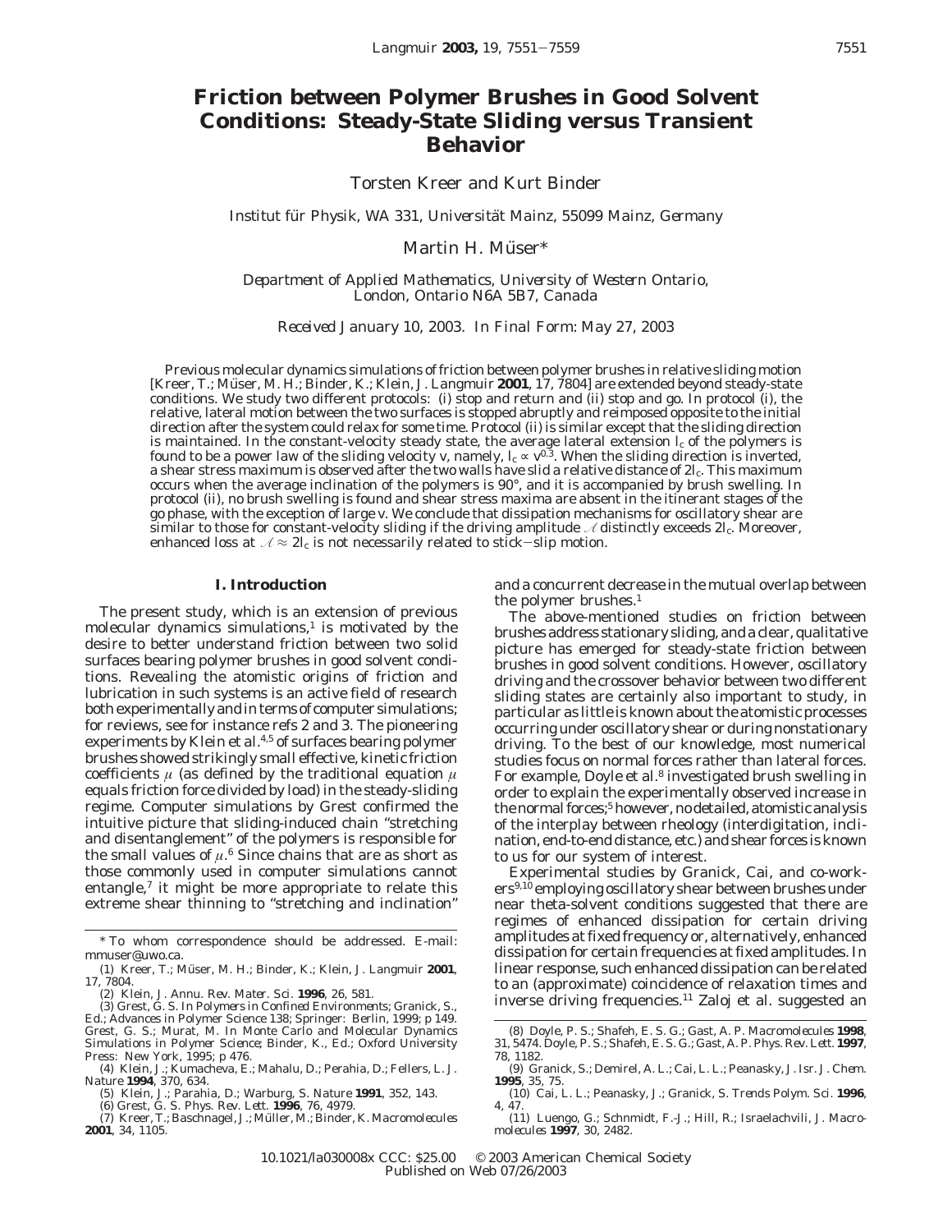# Friction between Polymer Brushes in Good Solvent Conditions: Steady-State Sliding versus Transient Behavior

Torsten Kreer and Kurt Binder

*Institut für Physik, WA 331, Universität Mainz, 55099 Mainz, Germany*

Martin H. Müser*

*Department of Applied Mathematics, University of Western Ontario, London, Ontario N6A 5B7, Canada*

*Received January 10, 2003. In Final Form: May 27, 2003*

Previous molecular dynamics simulations of friction between polymer brushes in relative sliding motion [Kreer, T.; Müser, M. H.; Binder, K.; Klein, J. *Langmuir* **2001**, *17*, 7804] are extended beyond steady-state conditions. We study two different protocols: (i) stop and return and (ii) stop and go. In protocol (i), the relative, lateral motion between the two surfaces is stopped abruptly and reimposed opposite to the initial direction after the system could relax for some time. Protocol (ii) is similar except that the sliding direction is maintained. In the constant-velocity steady state, the average lateral extension $l_c$ of the polymers is found to be a power law of the sliding velocity $v$, namely, $l_c \propto v^{0.3}$. When the sliding direction is inverted, a shear stress maximum is observed after the two walls have slid a relative distance of $2l_c$. This maximum occurs when the average inclination of the polymers is 90°, and it is accompanied by brush swelling. In protocol (ii), no brush swelling is found and shear stress maxima are absent in the itinerant stages of the go phase, with the exception of large $v$. We conclude that dissipation mechanisms for oscillatory shear are similar to those for constant-velocity sliding if the driving amplitude $\mathcal{A}$ distinctly exceeds $2l_c$. Moreover, enhanced loss at $\mathcal{A} \approx 2l_c$ is not necessarily related to stick–slip motion.

## I. Introduction

The present study, which is an extension of previous molecular dynamics simulations,[1] is motivated by the desire to better understand friction between two solid surfaces bearing polymer brushes in good solvent conditions. Revealing the atomistic origins of friction and lubrication in such systems is an active field of research both experimentally and in terms of computer simulations; for reviews, see for instance refs 2 and 3. The pioneering experiments by Klein et al.[4,5] of surfaces bearing polymer brushes showed strikingly small effective, kinetic friction coefficients $\mu$ (as defined by the traditional equation $\mu$ equals friction force divided by load) in the steady-sliding regime. Computer simulations by Grest confirmed the intuitive picture that sliding-induced chain "stretching and disentanglement" of the polymers is responsible for the small values of $\mu$.[6] Since chains that are as short as those commonly used in computer simulations cannot entangle,[7] it might be more appropriate to relate this extreme shear thinning to "stretching and inclination" and a concurrent decrease in the mutual overlap between the polymer brushes.[1]

The above-mentioned studies on friction between brushes address stationary sliding, and a clear, qualitative picture has emerged for steady-state friction between brushes in good solvent conditions. However, oscillatory driving and the crossover behavior between two different sliding states are certainly also important to study, in particular as little is known about the atomistic processes occurring under oscillatory shear or during nonstationary driving. To the best of our knowledge, most numerical studies focus on normal forces rather than lateral forces. For example, Doyle et al.[8] investigated brush swelling in order to explain the experimentally observed increase in the normal forces;[5] however, no detailed, atomistic analysis of the interplay between rheology (interdigitation, inclination, end-to-end distance, etc.) and shear forces is known to us for our system of interest.

Experimental studies by Granick, Cai, and co-workers[9,10] employing oscillatory shear between brushes under near theta-solvent conditions suggested that there are regimes of enhanced dissipation for certain driving amplitudes at fixed frequency or, alternatively, enhanced dissipation for certain frequencies at fixed amplitudes. In linear response, such enhanced dissipation can be related to an (approximate) coincidence of relaxation times and inverse driving frequencies.[11] Zaloj et al. suggested an

\* To whom correspondence should be addressed. E-mail: mmuser@uwo.ca.

(1) Kreer, T.; Müser, M. H.; Binder, K.; Klein, J. *Langmuir* **2001**, *17*, 7804.

(2) Klein, J. *Annu. Rev. Mater. Sci.* **1996**, *26*, 581.

(3) Grest, G. S. In *Polymers in Confined Environments*; Granick, S., Ed.; Advances in Polymer Science 138; Springer: Berlin, 1999; p 149. Grest, G. S.; Murat, M. In *Monte Carlo and Molecular Dynamics Simulations in Polymer Science*; Binder, K., Ed.; Oxford University Press: New York, 1995; p 476.

(4) Klein, J.; Kumacheva, E.; Mahalu, D.; Perahia, D.; Fellers, L. J. *Nature* **1994**, *370*, 634.

(5) Klein, J.; Parahia, D.; Warburg, S. *Nature* **1991**, *352*, 143.

(6) Grest, G. S. *Phys. Rev. Lett.* **1996**, *76*, 4979.

(7) Kreer, T.; Baschnagel, J.; Müller, M.; Binder, K. *Macromolecules* **2001**, *34*, 1105.

(8) Doyle, P. S.; Shafeh, E. S. G.; Gast, A. P. *Macromolecules* **1998**, *31*, 5474. Doyle, P. S.; Shafeh, E. S. G.; Gast, A. P. *Phys. Rev. Lett.* **1997**, *78*, 1182.

(9) Granick, S.; Demirel, A. L.; Cai, L. L.; Peanasky, J. *Isr. J. Chem.* **1995**, *35*, 75.

(10) Cai, L. L.; Peanasky, J.; Granick, S. *Trends Polym. Sci.* **1996**, *4*, 47.

(11) Luengo, G.; Schnmidt, F.-J.; Hill, R.; Israelachvili, J. *Macromolecules* **1997**, *30*, 2482.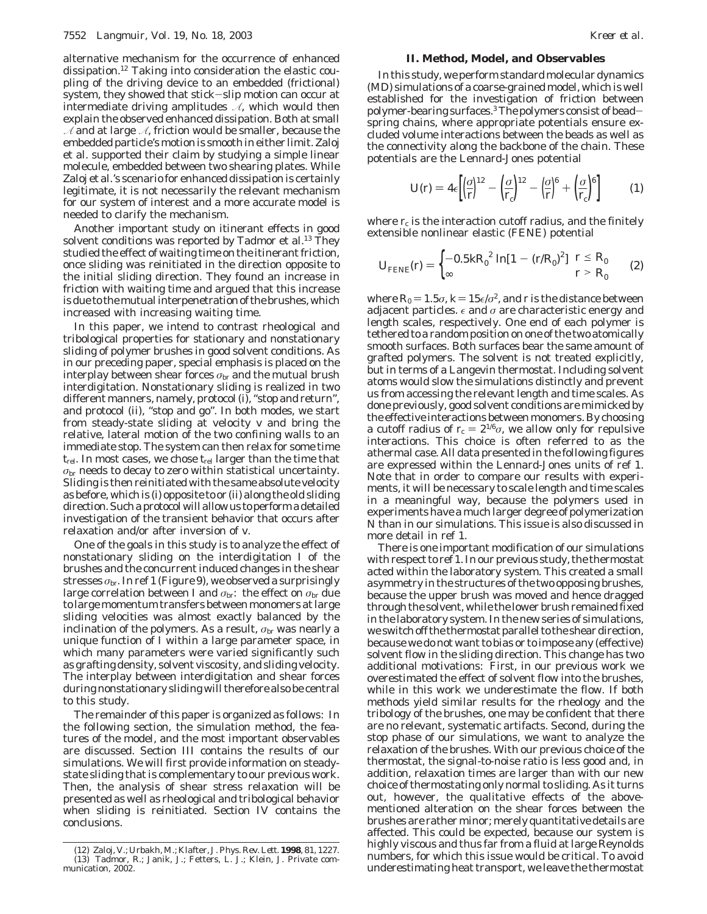alternative mechanism for the occurrence of enhanced dissipation.[12] Taking into consideration the elastic coupling of the driving device to an embedded (frictional) system, they showed that stick−slip motion can occur at intermediate driving amplitudes $\mathcal{A}$, which would then explain the observed enhanced dissipation. Both at small $\mathcal{A}$ and at large $\mathcal{A}$, friction would be smaller, because the embedded particle's motion is smooth in either limit. Zaloj et al. supported their claim by studying a simple linear molecule, embedded between two shearing plates. While Zaloj et al.'s scenario for enhanced dissipation is certainly legitimate, it is not necessarily the relevant mechanism for our system of interest and a more accurate model is needed to clarify the mechanism.

Another important study on itinerant effects in good solvent conditions was reported by Tadmor et al.[13] They studied the effect of waiting time on the itinerant friction, once sliding was reinitiated in the direction opposite to the initial sliding direction. They found an increase in friction with waiting time and argued that this increase is due to the mutual interpenetration of the brushes, which increased with increasing waiting time.

In this paper, we intend to contrast rheological and tribological properties for stationary and nonstationary sliding of polymer brushes in good solvent conditions. As in our preceding paper, special emphasis is placed on the interplay between shear forces $\sigma_{br}$ and the mutual brush interdigitation. Nonstationary sliding is realized in two different manners, namely, protocol (i), "stop and return", and protocol (ii), "stop and go". In both modes, we start from steady-state sliding at velocity $v$ and bring the relative, lateral motion of the two confining walls to an immediate stop. The system can then relax for some time $t_{rel}$. In most cases, we chose $t_{rel}$ larger than the time that $\sigma_{br}$ needs to decay to zero within statistical uncertainty. Sliding is then reinitiated with the same absolute velocity as before, which is (i) opposite to or (ii) along the old sliding direction. Such a protocol will allow us to perform a detailed investigation of the transient behavior that occurs after relaxation and/or after inversion of $v$.

One of the goals in this study is to analyze the effect of nonstationary sliding on the interdigitation $I$ of the brushes and the concurrent induced changes in the shear stresses $\sigma_{br}$. In ref 1 (Figure 9), we observed a surprisingly large correlation between $I$ and $\sigma_{br}$: the effect on $\sigma_{br}$ due to large momentum transfers between monomers at large sliding velocities was almost exactly balanced by the inclination of the polymers. As a result, $\sigma_{br}$ was nearly a unique function of $I$ within a large parameter space, in which many parameters were varied significantly such as grafting density, solvent viscosity, and sliding velocity. The interplay between interdigitation and shear forces during nonstationary sliding will therefore also be central to this study.

The remainder of this paper is organized as follows: In the following section, the simulation method, the features of the model, and the most important observables are discussed. Section III contains the results of our simulations. We will first provide information on steady-state sliding that is complementary to our previous work. Then, the analysis of shear stress relaxation will be presented as well as rheological and tribological behavior when sliding is reinitiated. Section IV contains the conclusions.

## II. Method, Model, and Observables

In this study, we perform standard molecular dynamics (MD) simulations of a coarse-grained model, which is well established for the investigation of friction between polymer-bearing surfaces.[3] The polymers consist of bead−spring chains, where appropriate potentials ensure excluded volume interactions between the beads as well as the connectivity along the backbone of the chain. These potentials are the Lennard-Jones potential

$$U(r) = 4\epsilon\left[\left(\frac{\sigma}{r}\right)^{12} - \left(\frac{\sigma}{r_c}\right)^{12} - \left(\frac{\sigma}{r}\right)^{6} + \left(\frac{\sigma}{r_c}\right)^{6}\right] \qquad (1)$$

where $r_c$ is the interaction cutoff radius, and the finitely extensible nonlinear elastic (FENE) potential

$$U_{FENE}(r) = \begin{cases} -0.5kR_0^{\,2}\ln[1-(r/R_0)^2] & r \le R_0 \\ \infty & r > R_0 \end{cases} \qquad (2)$$

where $R_0 = 1.5\sigma$, $k = 15\epsilon/\sigma^2$, and $r$ is the distance between adjacent particles. $\epsilon$ and $\sigma$ are characteristic energy and length scales, respectively. One end of each polymer is tethered to a random position on one of the two atomically smooth surfaces. Both surfaces bear the same amount of grafted polymers. The solvent is not treated explicitly, but in terms of a Langevin thermostat. Including solvent atoms would slow the simulations distinctly and prevent us from accessing the relevant length and time scales. As done previously, good solvent conditions are mimicked by the effective interactions between monomers. By choosing a cutoff radius of $r_c = 2^{1/6}\sigma$, we allow only for repulsive interactions. This choice is often referred to as the athermal case. All data presented in the following figures are expressed within the Lennard-Jones units of ref 1. Note that in order to compare our results with experiments, it will be necessary to scale length and time scales in a meaningful way, because the polymers used in experiments have a much larger degree of polymerization $N$ than in our simulations. This issue is also discussed in more detail in ref 1.

There is one important modification of our simulations with respect to ref 1. In our previous study, the thermostat acted within the laboratory system. This created a small asymmetry in the structures of the two opposing brushes, because the upper brush was moved and hence dragged through the solvent, while the lower brush remained fixed in the laboratory system. In the new series of simulations, we switch off the thermostat parallel to the shear direction, because we do not want to bias or to impose any (effective) solvent flow in the sliding direction. This change has two additional motivations: First, in our previous work we overestimated the effect of solvent flow into the brushes, while in this work we underestimate the flow. If both methods yield similar results for the rheology and the tribology of the brushes, one may be confident that there are no relevant, systematic artifacts. Second, during the stop phase of our simulations, we want to analyze the relaxation of the brushes. With our previous choice of the thermostat, the signal-to-noise ratio is less good and, in addition, relaxation times are larger than with our new choice of thermostating only normal to sliding. As it turns out, however, the qualitative effects of the above-mentioned alteration on the shear forces between the brushes are rather minor; merely quantitative details are affected. This could be expected, because our system is highly viscous and thus far from a fluid at large Reynolds numbers, for which this issue would be critical. To avoid underestimating heat transport, we leave the thermostat

(12) Zaloj, V.; Urbakh, M.; Klafter, J. Phys. Rev. Lett. **1998**, 81, 1227.
(13) Tadmor, R.; Janik, J.; Fetters, L. J.; Klein, J. Private communication, 2002.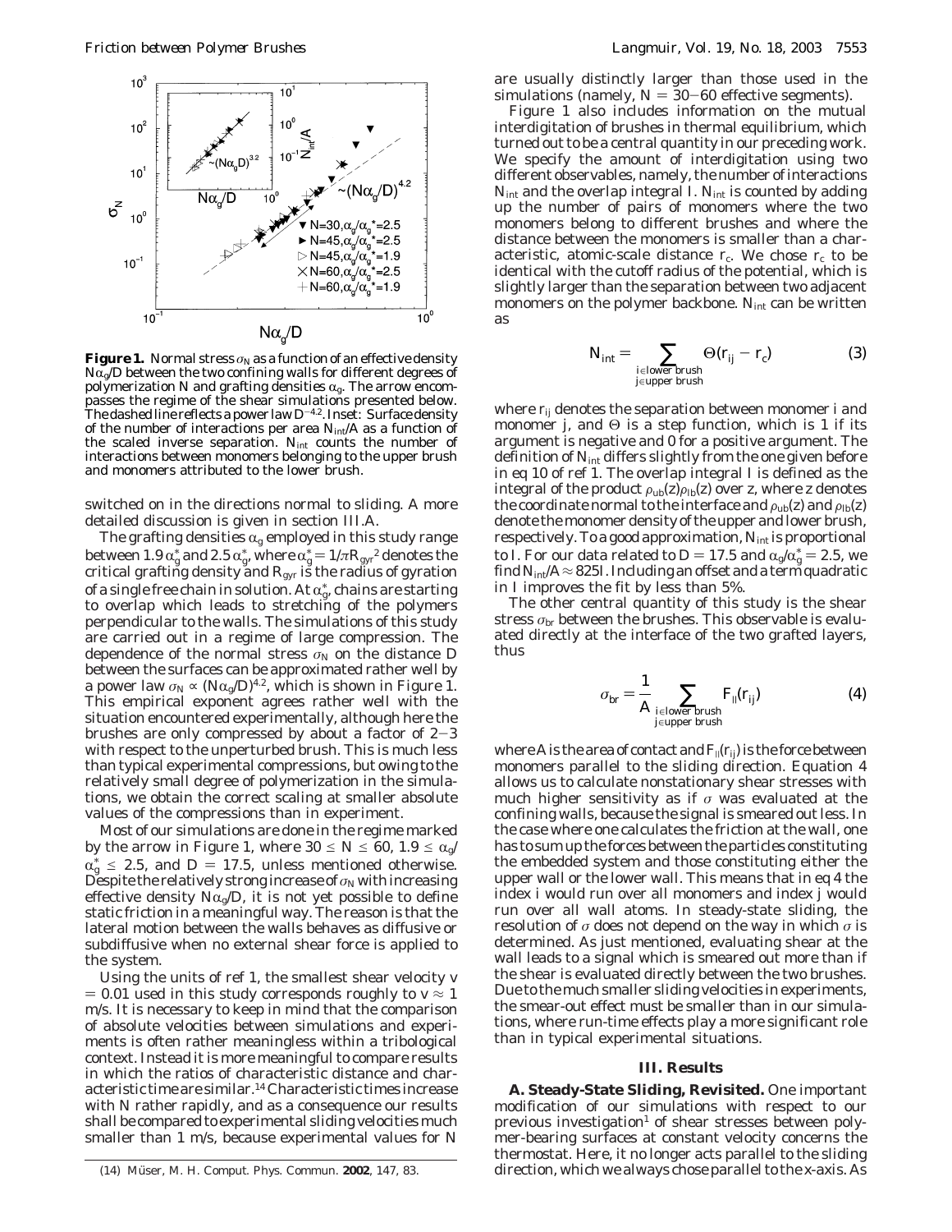**Figure 1.** Normal stress $\sigma_N$ as a function of an effective density $N\alpha_g/D$ between the two confining walls for different degrees of polymerization $N$ and grafting densities $\alpha_g$. The arrow encompasses the regime of the shear simulations presented below. The dashed line reflects a power law $D^{-4.2}$. Inset: Surface density of the number of interactions per area $N_{int}/A$ as a function of the scaled inverse separation. $N_{int}$ counts the number of interactions between monomers belonging to the upper brush and monomers attributed to the lower brush.

switched on in the directions normal to sliding. A more detailed discussion is given in section III.A.

The grafting densities $\alpha_g$ employed in this study range between $1.9\,\alpha_g^*$ and $2.5\,\alpha_g^*$, where $\alpha_g^* = 1/\pi R_{gyr}^2$ denotes the critical grafting density and $R_{gyr}$ is the radius of gyration of a single free chain in solution. At $\alpha_g^*$, chains are starting to overlap which leads to stretching of the polymers perpendicular to the walls. The simulations of this study are carried out in a regime of large compression. The dependence of the normal stress $\sigma_N$ on the distance $D$ between the surfaces can be approximated rather well by a power law $\sigma_N \propto (N\alpha_g/D)^{4.2}$, which is shown in Figure 1. This empirical exponent agrees rather well with the situation encountered experimentally, although here the brushes are only compressed by about a factor of 2–3 with respect to the unperturbed brush. This is much less than typical experimental compressions, but owing to the relatively small degree of polymerization in the simulations, we obtain the correct scaling at smaller absolute values of the compressions than in experiment.

Most of our simulations are done in the regime marked by the arrow in Figure 1, where $30 \leq N \leq 60$, $1.9 \leq \alpha_g/\alpha_g^* \leq 2.5$, and $D = 17.5$, unless mentioned otherwise. Despite the relatively strong increase of $\sigma_N$ with increasing effective density $N\alpha_g/D$, it is not yet possible to define static friction in a meaningful way. The reason is that the lateral motion between the walls behaves as diffusive or subdiffusive when no external shear force is applied to the system.

Using the units of ref 1, the smallest shear velocity $v = 0.01$ used in this study corresponds roughly to $v \approx 1$ m/s. It is necessary to keep in mind that the comparison of absolute velocities between simulations and experiments is often rather meaningless within a tribological context. Instead it is more meaningful to compare results in which the ratios of characteristic distance and characteristic time are similar.[14] Characteristic times increase with $N$ rather rapidly, and as a consequence our results shall be compared to experimental sliding velocities much smaller than 1 m/s, because experimental values for $N$ are usually distinctly larger than those used in the simulations (namely, $N = 30$–$60$ effective segments).

Figure 1 also includes information on the mutual interdigitation of brushes in thermal equilibrium, which turned out to be a central quantity in our preceding work. We specify the amount of interdigitation using two different observables, namely, the number of interactions $N_{int}$ and the overlap integral $I$. $N_{int}$ is counted by adding up the number of pairs of monomers where the two monomers belong to different brushes and where the distance between the monomers is smaller than a characteristic, atomic-scale distance $r_c$. We chose $r_c$ to be identical with the cutoff radius of the potential, which is slightly larger than the separation between two adjacent monomers on the polymer backbone. $N_{int}$ can be written as

$$N_{int} = \sum_{\substack{i \in \text{lower brush} \\ j \in \text{upper brush}}} \Theta(r_{ij} - r_c) \tag{3}$$

where $r_{ij}$ denotes the separation between monomer $i$ and monomer $j$, and $\Theta$ is a step function, which is 1 if its argument is negative and 0 for a positive argument. The definition of $N_{int}$ differs slightly from the one given before in eq 10 of ref 1. The overlap integral $I$ is defined as the integral of the product $\rho_{ub}(z)\rho_{lb}(z)$ over $z$, where $z$ denotes the coordinate normal to the interface and $\rho_{ub}(z)$ and $\rho_{lb}(z)$ denote the monomer density of the upper and lower brush, respectively. To a good approximation, $N_{int}$ is proportional to $I$. For our data related to $D = 17.5$ and $\alpha_g/\alpha_g^* = 2.5$, we find $N_{int}/A \approx 825I$. Including an offset and a term quadratic in $I$ improves the fit by less than 5%.

The other central quantity of this study is the shear stress $\sigma_{br}$ between the brushes. This observable is evaluated directly at the interface of the two grafted layers, thus

$$\sigma_{br} = \frac{1}{A} \sum_{\substack{i \in \text{lower brush} \\ j \in \text{upper brush}}} F_{\parallel}(r_{ij}) \tag{4}$$

where $A$ is the area of contact and $F_{\parallel}(r_{ij})$ is the force between monomers parallel to the sliding direction. Equation 4 allows us to calculate nonstationary shear stresses with much higher sensitivity as if $\sigma$ was evaluated at the confining walls, because the signal is smeared out less. In the case where one calculates the friction at the wall, one has to sum up the forces between the particles constituting the embedded system and those constituting either the upper wall or the lower wall. This means that in eq 4 the index $i$ would run over all monomers and index $j$ would run over all wall atoms. In steady-state sliding, the resolution of $\sigma$ does not depend on the way in which $\sigma$ is determined. As just mentioned, evaluating shear at the wall leads to a signal which is smeared out more than if the shear is evaluated directly between the two brushes. Due to the much smaller sliding velocities in experiments, the smear-out effect must be smaller than in our simulations, where run-time effects play a more significant role than in typical experimental situations.

## III. Results

**A. Steady-State Sliding, Revisited.** One important modification of our simulations with respect to our previous investigation[1] of shear stresses between polymer-bearing surfaces at constant velocity concerns the thermostat. Here, it no longer acts parallel to the sliding direction, which we always chose parallel to the x-axis. As

(14) Müser, M. H. *Comput. Phys. Commun.* **2002**, *147*, 83.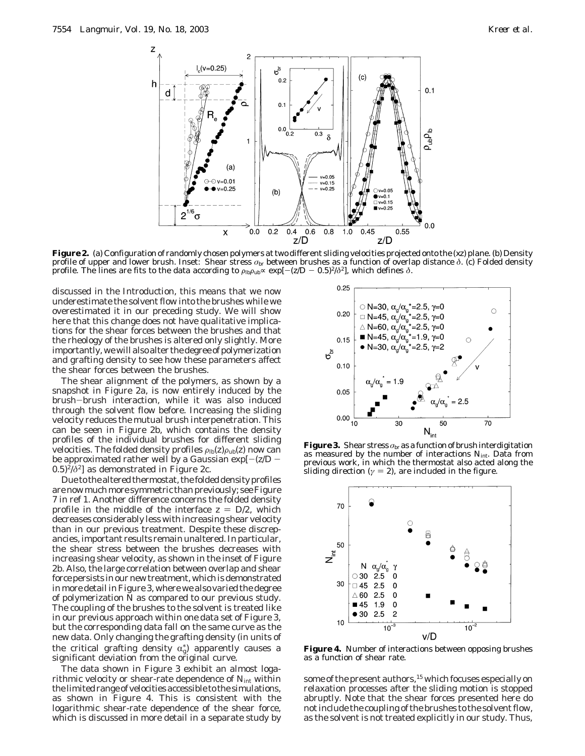**Figure 2.** (a) Configuration of randomly chosen polymers at two different sliding velocities projected onto the (xz) plane. (b) Density profile of upper and lower brush. Inset: Shear stress $\sigma_{br}$ between brushes as a function of overlap distance $\delta$. (c) Folded density profile. The lines are fits to the data according to $\rho_{lb}\rho_{ub} \propto \exp[-(z/D - 0.5)^2/\delta^2]$, which defines $\delta$.

discussed in the Introduction, this means that we now underestimate the solvent flow into the brushes while we overestimated it in our preceding study. We will show here that this change does not have qualitative implications for the shear forces between the brushes and that the rheology of the brushes is altered only slightly. More importantly, we will also alter the degree of polymerization and grafting density to see how these parameters affect the shear forces between the brushes.

The shear alignment of the polymers, as shown by a snapshot in Figure 2a, is now entirely induced by the brush–brush interaction, while it was also induced through the solvent flow before. Increasing the sliding velocity reduces the mutual brush interpenetration. This can be seen in Figure 2b, which contains the density profiles of the individual brushes for different sliding velocities. The folded density profiles $\rho_{lb}(z)\rho_{ub}(z)$ now can be approximated rather well by a Gaussian $\exp[-(z/D - 0.5)^2/\delta^2]$ as demonstrated in Figure 2c.

Due to the altered thermostat, the folded density profiles are now much more symmetric than previously; see Figure 7 in ref 1. Another difference concerns the folded density profile in the middle of the interface $z = D/2$, which decreases considerably less with increasing shear velocity than in our previous treatment. Despite these discrepancies, important results remain unaltered. In particular, the shear stress between the brushes decreases with increasing shear velocity, as shown in the inset of Figure 2b. Also, the large correlation between overlap and shear force persists in our new treatment, which is demonstrated in more detail in Figure 3, where we also varied the degree of polymerization $N$ as compared to our previous study. The coupling of the brushes to the solvent is treated like in our previous approach within one data set of Figure 3, but the corresponding data fall on the same curve as the new data. Only changing the grafting density (in units of the critical grafting density $\alpha_g^*$) apparently causes a significant deviation from the original curve.

The data shown in Figure 3 exhibit an almost logarithmic velocity or shear-rate dependence of $N_{int}$ within the limited range of velocities accessible to the simulations, as shown in Figure 4. This is consistent with the logarithmic shear-rate dependence of the shear force, which is discussed in more detail in a separate study by some of the present authors,[15] which focuses especially on relaxation processes after the sliding motion is stopped abruptly. Note that the shear forces presented here do not include the coupling of the brushes to the solvent flow, as the solvent is not treated explicitly in our study. Thus,

**Figure 3.** Shear stress $\sigma_{br}$ as a function of brush interdigitation as measured by the number of interactions $N_{int}$. Data from previous work, in which the thermostat also acted along the sliding direction ($\gamma = 2$), are included in the figure.

**Figure 4.** Number of interactions between opposing brushes as a function of shear rate.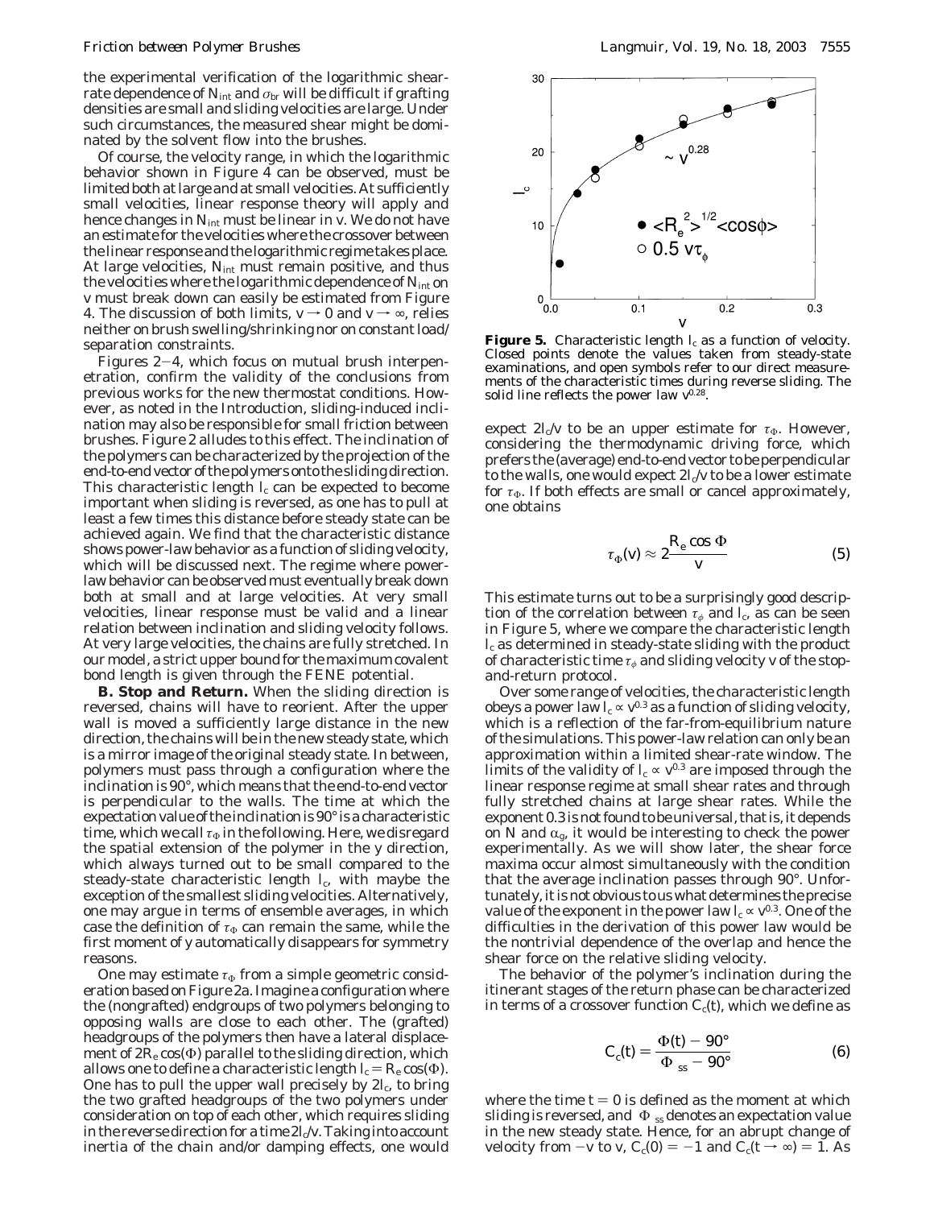the experimental verification of the logarithmic shear-rate dependence of $N_{int}$ and $\sigma_{br}$ will be difficult if grafting densities are small and sliding velocities are large. Under such circumstances, the measured shear might be dominated by the solvent flow into the brushes.

Of course, the velocity range, in which the logarithmic behavior shown in Figure 4 can be observed, must be limited both at large and at small velocities. At sufficiently small velocities, linear response theory will apply and hence changes in $N_{int}$ must be linear in $v$. We do not have an estimate for the velocities where the crossover between the linear response and the logarithmic regime takes place. At large velocities, $N_{int}$ must remain positive, and thus the velocities where the logarithmic dependence of $N_{int}$ on $v$ must break down can easily be estimated from Figure 4. The discussion of both limits, $v \to 0$ and $v \to \infty$, relies neither on brush swelling/shrinking nor on constant load/separation constraints.

Figures 2–4, which focus on mutual brush interpenetration, confirm the validity of the conclusions from previous works for the new thermostat conditions. However, as noted in the Introduction, sliding-induced inclination may also be responsible for small friction between brushes. Figure 2 alludes to this effect. The inclination of the polymers can be characterized by the projection of the end-to-end vector of the polymers onto the sliding direction. This characteristic length $l_c$ can be expected to become important when sliding is reversed, as one has to pull at least a few times this distance before steady state can be achieved again. We find that the characteristic distance shows power-law behavior as a function of sliding velocity, which will be discussed next. The regime where power-law behavior can be observed must eventually break down both at small and at large velocities. At very small velocities, linear response must be valid and a linear relation between inclination and sliding velocity follows. At very large velocities, the chains are fully stretched. In our model, a strict upper bound for the maximum covalent bond length is given through the FENE potential.

**B. Stop and Return.** When the sliding direction is reversed, chains will have to reorient. After the upper wall is moved a sufficiently large distance in the new direction, the chains will be in the new steady state, which is a mirror image of the original steady state. In between, polymers must pass through a configuration where the inclination is 90°, which means that the end-to-end vector is perpendicular to the walls. The time at which the expectation value of the inclination is 90° is a characteristic time, which we call $\tau_\Phi$ in the following. Here, we disregard the spatial extension of the polymer in the $y$ direction, which always turned out to be small compared to the steady-state characteristic length $l_c$, with maybe the exception of the smallest sliding velocities. Alternatively, one may argue in terms of ensemble averages, in which case the definition of $\tau_\Phi$ can remain the same, while the first moment of $y$ automatically disappears for symmetry reasons.

One may estimate $\tau_\Phi$ from a simple geometric consideration based on Figure 2a. Imagine a configuration where the (nongrafted) endgroups of two polymers belonging to opposing walls are close to each other. The (grafted) headgroups of the polymers then have a lateral displacement of $2R_e \cos(\Phi)$ parallel to the sliding direction, which allows one to define a characteristic length $l_c = R_e \cos(\Phi)$. One has to pull the upper wall precisely by $2l_c$, to bring the two grafted headgroups of the two polymers under consideration on top of each other, which requires sliding in the reverse direction for a time $2l_c/v$. Taking into account inertia of the chain and/or damping effects, one would expect $2l_c/v$ to be an upper estimate for $\tau_\Phi$. However, considering the thermodynamic driving force, which prefers the (average) end-to-end vector to be perpendicular to the walls, one would expect $2l_c/v$ to be a lower estimate for $\tau_\Phi$. If both effects are small or cancel approximately, one obtains

$$\tau_\Phi(v) \approx 2\frac{R_e \cos \Phi}{v} \tag{5}$$

**Figure 5.** Characteristic length $l_c$ as a function of velocity. Closed points denote the values taken from steady-state examinations, and open symbols refer to our direct measurements of the characteristic times during reverse sliding. The solid line reflects the power law $v^{0.28}$.

This estimate turns out to be a surprisingly good description of the correlation between $\tau_\phi$ and $l_c$, as can be seen in Figure 5, where we compare the characteristic length $l_c$ as determined in steady-state sliding with the product of characteristic time $\tau_\phi$ and sliding velocity $v$ of the stop-and-return protocol.

Over some range of velocities, the characteristic length obeys a power law $l_c \propto v^{0.3}$ as a function of sliding velocity, which is a reflection of the far-from-equilibrium nature of the simulations. This power-law relation can only be an approximation within a limited shear-rate window. The limits of the validity of $l_c \propto v^{0.3}$ are imposed through the linear response regime at small shear rates and through fully stretched chains at large shear rates. While the exponent 0.3 is not found to be universal, that is, it depends on $N$ and $\alpha_g$, it would be interesting to check the power experimentally. As we will show later, the shear force maxima occur almost simultaneously with the condition that the average inclination passes through 90°. Unfortunately, it is not obvious to us what determines the precise value of the exponent in the power law $l_c \propto v^{0.3}$. One of the difficulties in the derivation of this power law would be the nontrivial dependence of the overlap and hence the shear force on the relative sliding velocity.

The behavior of the polymer's inclination during the itinerant stages of the return phase can be characterized in terms of a crossover function $C_c(t)$, which we define as

$$C_c(t) = \frac{\Phi(t) - 90°}{\Phi_{ss} - 90°} \tag{6}$$

where the time $t = 0$ is defined as the moment at which sliding is reversed, and $\Phi_{ss}$ denotes an expectation value in the new steady state. Hence, for an abrupt change of velocity from $-v$ to $v$, $C_c(0) = -1$ and $C_c(t \to \infty) = 1$. As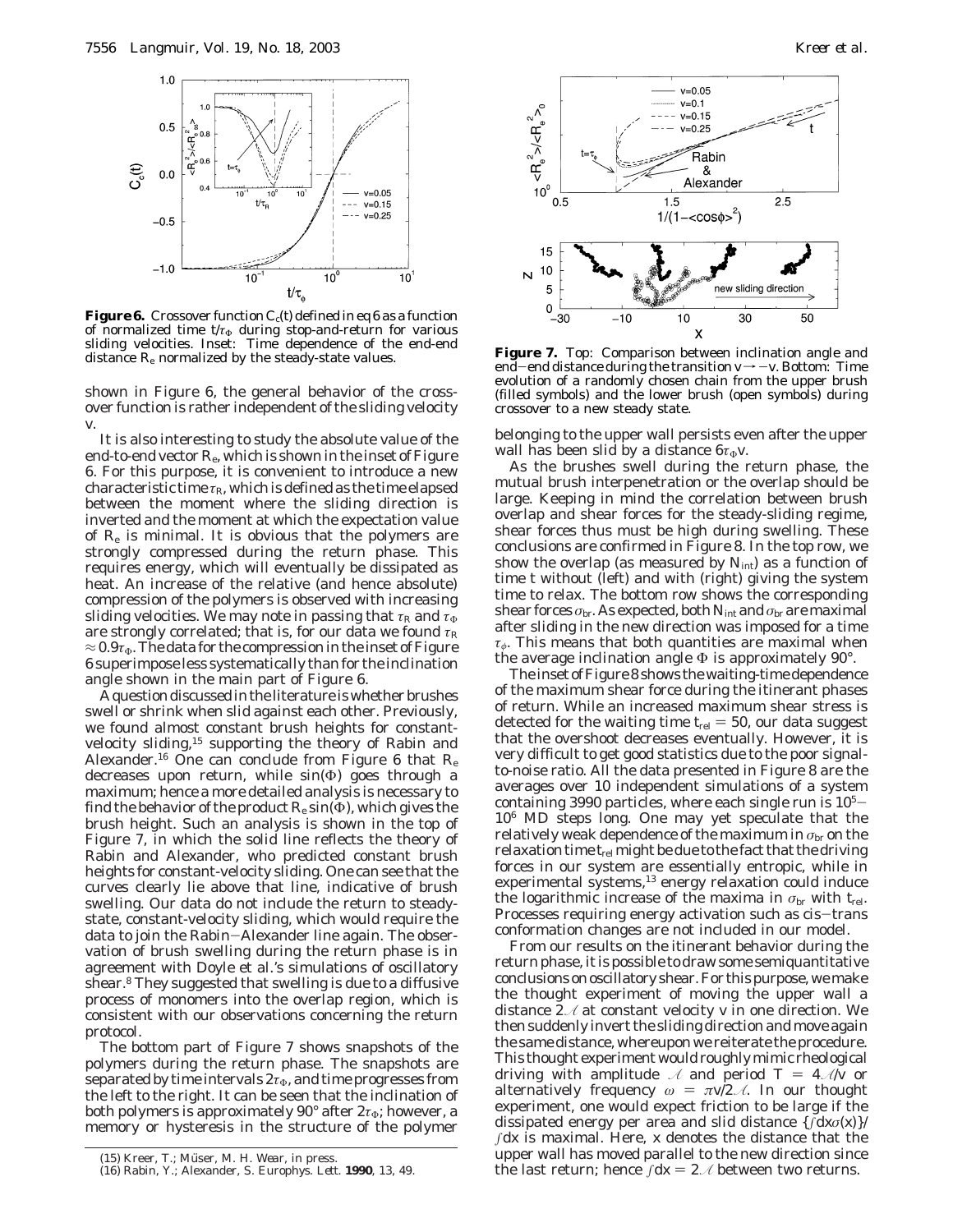**Figure 6.** Crossover function $C_c(t)$ defined in eq 6 as a function of normalized time $t/\tau_\Phi$ during stop-and-return for various sliding velocities. Inset: Time dependence of the end-end distance $R_e$ normalized by the steady-state values.

shown in Figure 6, the general behavior of the crossover function is rather independent of the sliding velocity $v$.

It is also interesting to study the absolute value of the end-to-end vector $R_e$, which is shown in the inset of Figure 6. For this purpose, it is convenient to introduce a new characteristic time $\tau_R$, which is defined as the time elapsed between the moment where the sliding direction is inverted and the moment at which the expectation value of $R_e$ is minimal. It is obvious that the polymers are strongly compressed during the return phase. This requires energy, which will eventually be dissipated as heat. An increase of the relative (and hence absolute) compression of the polymers is observed with increasing sliding velocities. We may note in passing that $\tau_R$ and $\tau_\Phi$ are strongly correlated; that is, for our data we found $\tau_R \approx 0.9\tau_\Phi$. The data for the compression in the inset of Figure 6 superimpose less systematically than for the inclination angle shown in the main part of Figure 6.

A question discussed in the literature is whether brushes swell or shrink when slid against each other. Previously, we found almost constant brush heights for constant-velocity sliding,[15] supporting the theory of Rabin and Alexander.[16] One can conclude from Figure 6 that $R_e$ decreases upon return, while $\sin(\Phi)$ goes through a maximum; hence a more detailed analysis is necessary to find the behavior of the product $R_e \sin(\Phi)$, which gives the brush height. Such an analysis is shown in the top of Figure 7, in which the solid line reflects the theory of Rabin and Alexander, who predicted constant brush heights for constant-velocity sliding. One can see that the curves clearly lie above that line, indicative of brush swelling. Our data do not include the return to steady-state, constant-velocity sliding, which would require the data to join the Rabin–Alexander line again. The observation of brush swelling during the return phase is in agreement with Doyle et al.'s simulations of oscillatory shear.[8] They suggested that swelling is due to a diffusive process of monomers into the overlap region, which is consistent with our observations concerning the return protocol.

The bottom part of Figure 7 shows snapshots of the polymers during the return phase. The snapshots are separated by time intervals $2\tau_\Phi$, and time progresses from the left to the right. It can be seen that the inclination of both polymers is approximately 90° after $2\tau_\Phi$; however, a memory or hysteresis in the structure of the polymer belonging to the upper wall persists even after the upper wall has been slid by a distance $6\tau_\Phi v$.

**Figure 7.** Top: Comparison between inclination angle and end–end distance during the transition $v \rightarrow -v$. Bottom: Time evolution of a randomly chosen chain from the upper brush (filled symbols) and the lower brush (open symbols) during crossover to a new steady state.

As the brushes swell during the return phase, the mutual brush interpenetration or the overlap should be large. Keeping in mind the correlation between brush overlap and shear forces for the steady-sliding regime, shear forces thus must be high during swelling. These conclusions are confirmed in Figure 8. In the top row, we show the overlap (as measured by $N_{int}$) as a function of time $t$ without (left) and with (right) giving the system time to relax. The bottom row shows the corresponding shear forces $\sigma_{br}$. As expected, both $N_{int}$ and $\sigma_{br}$ are maximal after sliding in the new direction was imposed for a time $\tau_\phi$. This means that both quantities are maximal when the average inclination angle $\Phi$ is approximately 90°.

The inset of Figure 8 shows the waiting-time dependence of the maximum shear force during the itinerant phases of return. While an increased maximum shear stress is detected for the waiting time $t_{rel} = 50$, our data suggest that the overshoot decreases eventually. However, it is very difficult to get good statistics due to the poor signal-to-noise ratio. All the data presented in Figure 8 are the averages over 10 independent simulations of a system containing 3990 particles, where each single run is $10^5$–$10^6$ MD steps long. One may yet speculate that the relatively weak dependence of the maximum in $\sigma_{br}$ on the relaxation time $t_{rel}$ might be due to the fact that the driving forces in our system are essentially entropic, while in experimental systems,[13] energy relaxation could induce the logarithmic increase of the maxima in $\sigma_{br}$ with $t_{rel}$. Processes requiring energy activation such as cis–trans conformation changes are not included in our model.

From our results on the itinerant behavior during the return phase, it is possible to draw some semiquantitative conclusions on oscillatory shear. For this purpose, we make the thought experiment of moving the upper wall a distance $2\mathcal{A}$ at constant velocity $v$ in one direction. We then suddenly invert the sliding direction and move again the same distance, whereupon we reiterate the procedure. This thought experiment would roughly mimic rheological driving with amplitude $\mathcal{A}$ and period $T = 4\mathcal{A}/v$ or alternatively frequency $\omega = \pi v/2\mathcal{A}$. In our thought experiment, one would expect friction to be large if the dissipated energy per area and slid distance $\{\int dx\,\sigma(x)\}/\int dx$ is maximal. Here, $x$ denotes the distance that the upper wall has moved parallel to the new direction since the last return; hence $\int dx = 2\mathcal{A}$ between two returns.

(15) Kreer, T.; Müser, M. H. Wear, in press.
(16) Rabin, Y.; Alexander, S. *Europhys. Lett.* **1990**, *13*, 49.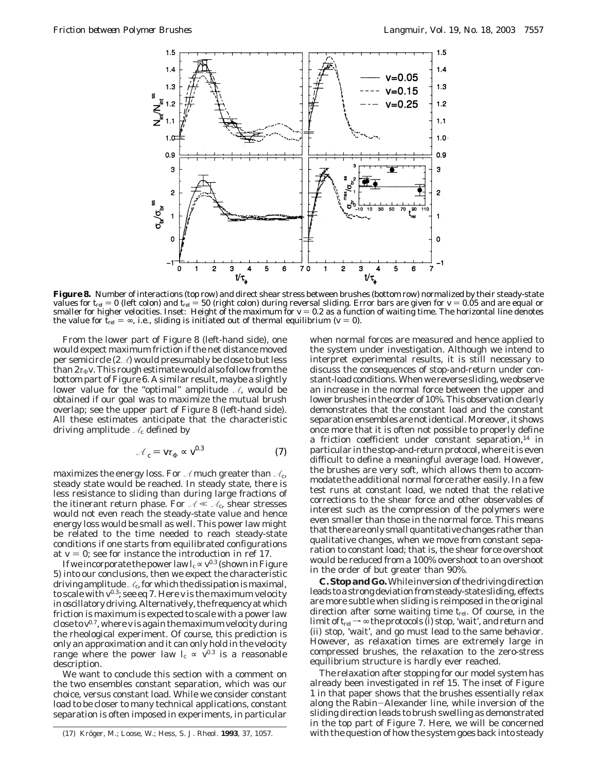**Figure 8.** Number of interactions (top row) and direct shear stress between brushes (bottom row) normalized by their steady-state values for $t_{rel} = 0$ (left colon) and $t_{rel} = 50$ (right colon) during reversal sliding. Error bars are given for $v = 0.05$ and are equal or smaller for higher velocities. Inset: Height of the maximum for $v = 0.2$ as a function of waiting time. The horizontal line denotes the value for $t_{rel} = \infty$, i.e., sliding is initiated out of thermal equilibrium ($v = 0$).

From the lower part of Figure 8 (left-hand side), one would expect maximum friction if the net distance moved per semicircle ($2\mathscr{A}$) would presumably be close to but less than $2\tau_\Phi v$. This rough estimate would also follow from the bottom part of Figure 6. A similar result, maybe a slightly lower value for the "optimal" amplitude $\mathscr{A}$, would be obtained if our goal was to maximize the mutual brush overlap; see the upper part of Figure 8 (left-hand side). All these estimates anticipate that the characteristic driving amplitude $\mathscr{A}_c$ defined by

$$\mathscr{A}_c = v\tau_\Phi \propto v^{0.3} \tag{7}$$

maximizes the energy loss. For $\mathscr{A}$ much greater than $\mathscr{A}_c$, steady state would be reached. In steady state, there is less resistance to sliding than during large fractions of the itinerant return phase. For $\mathscr{A} \ll \mathscr{A}_c$, shear stresses would not even reach the steady-state value and hence energy loss would be small as well. This power law might be related to the time needed to reach steady-state conditions if one starts from equilibrated configurations at $v = 0$; see for instance the introduction in ref 17.

If we incorporate the power law $l_c \propto v^{0.3}$ (shown in Figure 5) into our conclusions, then we expect the characteristic driving amplitude $\mathscr{A}_c$, for which the dissipation is maximal, to scale with $v^{0.3}$; see eq 7. Here $v$ is the maximum velocity in oscillatory driving. Alternatively, the frequency at which friction is maximum is expected to scale with a power law close to $v^{0.7}$, where $v$ is again the maximum velocity during the rheological experiment. Of course, this prediction is only an approximation and it can only hold in the velocity range where the power law $l_c \propto v^{0.3}$ is a reasonable description.

We want to conclude this section with a comment on the two ensembles constant separation, which was our choice, versus constant load. While we consider constant load to be closer to many technical applications, constant separation is often imposed in experiments, in particular when normal forces are measured and hence applied to the system under investigation. Although we intend to interpret experimental results, it is still necessary to discuss the consequences of stop-and-return under constant-load conditions. When we reverse sliding, we observe an increase in the normal force between the upper and lower brushes in the order of 10%. This observation clearly demonstrates that the constant load and the constant separation ensembles are not identical. Moreover, it shows once more that it is often not possible to properly define a friction coefficient under constant separation,[14] in particular in the stop-and-return protocol, where it is even difficult to define a meaningful average load. However, the brushes are very soft, which allows them to accommodate the additional normal force rather easily. In a few test runs at constant load, we noted that the relative corrections to the shear force and other observables of interest such as the compression of the polymers were even smaller than those in the normal force. This means that there are only small quantitative changes rather than qualitative changes, when we move from constant separation to constant load; that is, the shear force overshoot would be reduced from a 100% overshoot to an overshoot in the order of but greater than 90%.

**C. Stop and Go.** While inversion of the driving direction leads to a strong deviation from steady-state sliding, effects are more subtle when sliding is reimposed in the original direction after some waiting time $t_{rel}$. Of course, in the limit of $t_{rel} \to \infty$ the protocols (i) stop, 'wait', and return and (ii) stop, 'wait', and go must lead to the same behavior. However, as relaxation times are extremely large in compressed brushes, the relaxation to the zero-stress equilibrium structure is hardly ever reached.

The relaxation after stopping for our model system has already been investigated in ref 15. The inset of Figure 1 in that paper shows that the brushes essentially relax along the Rabin–Alexander line, while inversion of the sliding direction leads to brush swelling as demonstrated in the top part of Figure 7. Here, we will be concerned with the question of how the system goes back into steady

(17) Kröger, M.; Loose, W.; Hess, S. *J. Rheol.* **1993**, 37, 1057.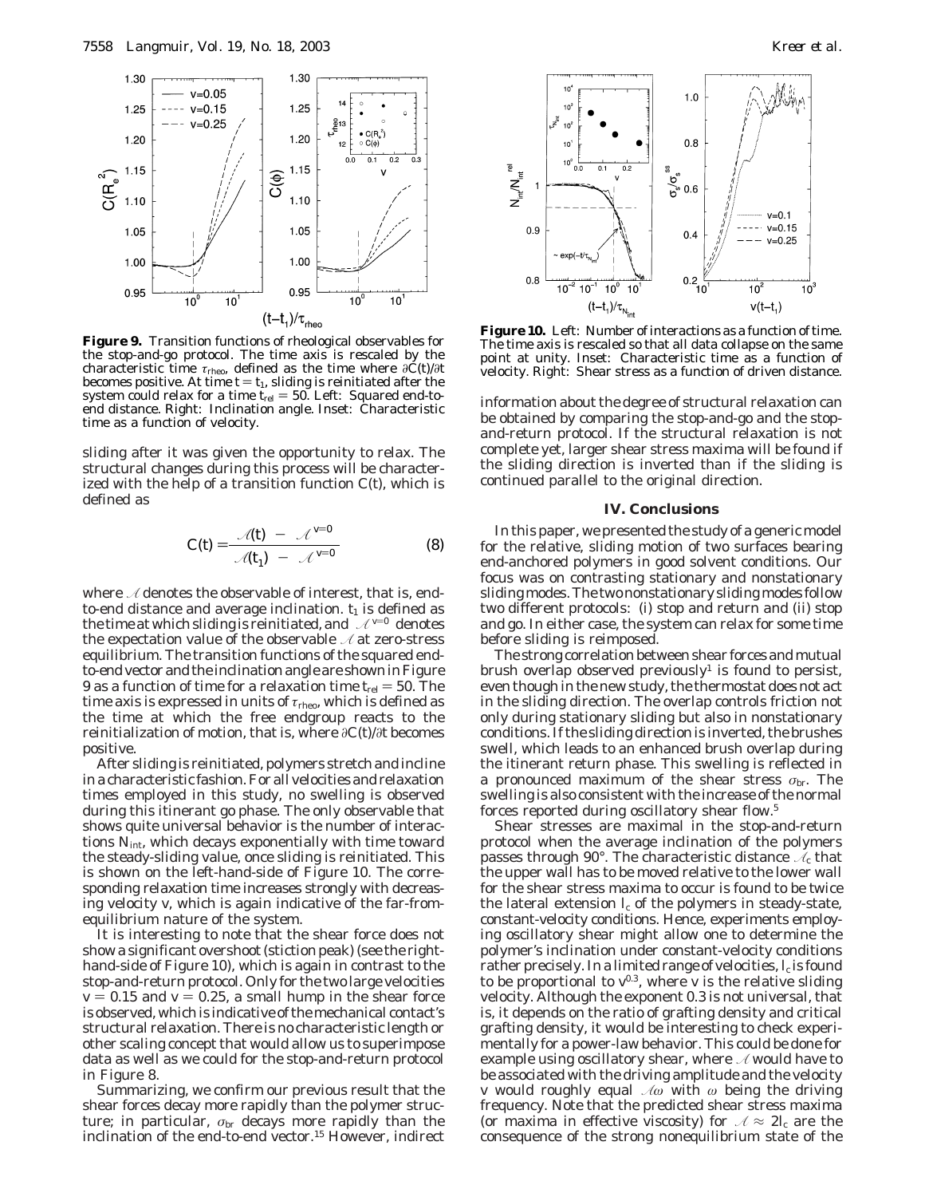**Figure 9.** Transition functions of rheological observables for the stop-and-go protocol. The time axis is rescaled by the characteristic time $\tau_{rheo}$, defined as the time where $\partial C(t)/\partial t$ becomes positive. At time $t = t_1$, sliding is reinitiated after the system could relax for a time $t_{rel} = 50$. Left: Squared end-to-end distance. Right: Inclination angle. Inset: Characteristic time as a function of velocity.

sliding after it was given the opportunity to relax. The structural changes during this process will be characterized with the help of a transition function $C(t)$, which is defined as

$$C(t) = \frac{\mathcal{A}(t) - \mathcal{A}^{v=0}}{\mathcal{A}(t_1) - \mathcal{A}^{v=0}} \quad (8)$$

where $\mathcal{A}$ denotes the observable of interest, that is, end-to-end distance and average inclination. $t_1$ is defined as the time at which sliding is reinitiated, and $\mathcal{A}^{v=0}$ denotes the expectation value of the observable $\mathcal{A}$ at zero-stress equilibrium. The transition functions of the squared end-to-end vector and the inclination angle are shown in Figure 9 as a function of time for a relaxation time $t_{rel} = 50$. The time axis is expressed in units of $\tau_{rheo}$, which is defined as the time at which the free endgroup reacts to the reinitialization of motion, that is, where $\partial C(t)/\partial t$ becomes positive.

After sliding is reinitiated, polymers stretch and incline in a characteristic fashion. For all velocities and relaxation times employed in this study, no swelling is observed during this itinerant go phase. The only observable that shows quite universal behavior is the number of interactions $N_{int}$, which decays exponentially with time toward the steady-sliding value, once sliding is reinitiated. This is shown on the left-hand-side of Figure 10. The corresponding relaxation time increases strongly with decreasing velocity $v$, which is again indicative of the far-from-equilibrium nature of the system.

It is interesting to note that the shear force does not show a significant overshoot (stiction peak) (see the right-hand-side of Figure 10), which is again in contrast to the stop-and-return protocol. Only for the two large velocities $v = 0.15$ and $v = 0.25$, a small hump in the shear force is observed, which is indicative of the mechanical contact's structural relaxation. There is no characteristic length or other scaling concept that would allow us to superimpose data as well as we could for the stop-and-return protocol in Figure 8.

Summarizing, we confirm our previous result that the shear forces decay more rapidly than the polymer structure; in particular, $\sigma_{br}$ decays more rapidly than the inclination of the end-to-end vector.[15] However, indirect

**Figure 10.** Left: Number of interactions as a function of time. The time axis is rescaled so that all data collapse on the same point at unity. Inset: Characteristic time as a function of velocity. Right: Shear stress as a function of driven distance.

information about the degree of structural relaxation can be obtained by comparing the stop-and-go and the stop-and-return protocol. If the structural relaxation is not complete yet, larger shear stress maxima will be found if the sliding direction is inverted than if the sliding is continued parallel to the original direction.

## IV. Conclusions

In this paper, we presented the study of a generic model for the relative, sliding motion of two surfaces bearing end-anchored polymers in good solvent conditions. Our focus was on contrasting stationary and nonstationary sliding modes. The two nonstationary sliding modes follow two different protocols: (i) stop and return and (ii) stop and go. In either case, the system can relax for some time before sliding is reimposed.

The strong correlation between shear forces and mutual brush overlap observed previously[1] is found to persist, even though in the new study, the thermostat does not act in the sliding direction. The overlap controls friction not only during stationary sliding but also in nonstationary conditions. If the sliding direction is inverted, the brushes swell, which leads to an enhanced brush overlap during the itinerant return phase. This swelling is reflected in a pronounced maximum of the shear stress $\sigma_{br}$. The swelling is also consistent with the increase of the normal forces reported during oscillatory shear flow.[5]

Shear stresses are maximal in the stop-and-return protocol when the average inclination of the polymers passes through 90°. The characteristic distance $\mathcal{A}_c$ that the upper wall has to be moved relative to the lower wall for the shear stress maxima to occur is found to be twice the lateral extension $l_c$ of the polymers in steady-state, constant-velocity conditions. Hence, experiments employing oscillatory shear might allow one to determine the polymer's inclination under constant-velocity conditions rather precisely. In a limited range of velocities, $l_c$ is found to be proportional to $v^{0.3}$, where $v$ is the relative sliding velocity. Although the exponent 0.3 is not universal, that is, it depends on the ratio of grafting density and critical grafting density, it would be interesting to check experimentally for a power-law behavior. This could be done for example using oscillatory shear, where $\mathcal{A}$ would have to be associated with the driving amplitude and the velocity $v$ would roughly equal $\mathcal{A}\omega$ with $\omega$ being the driving frequency. Note that the predicted shear stress maxima (or maxima in effective viscosity) for $\mathcal{A} \approx 2l_c$ are the consequence of the strong nonequilibrium state of the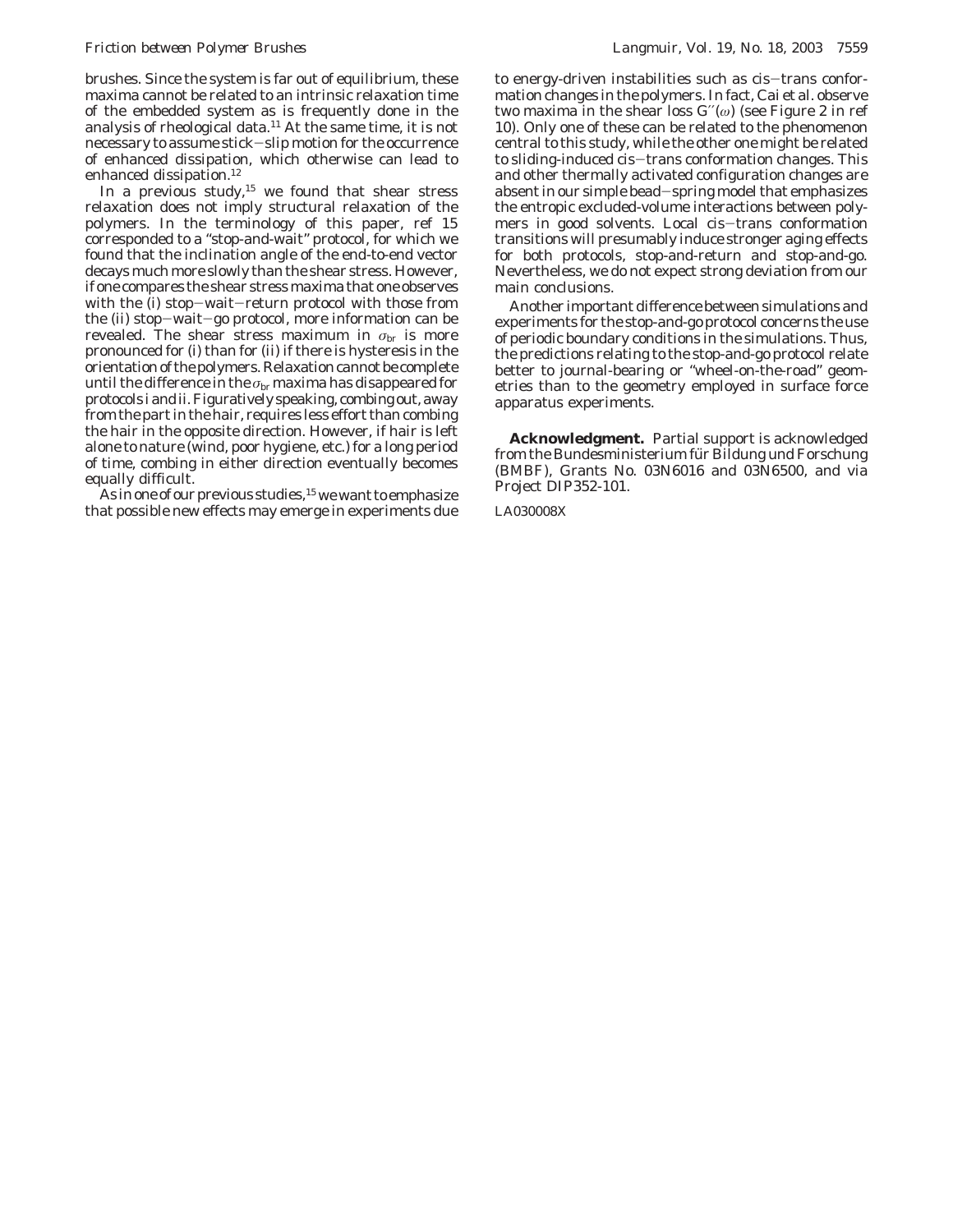brushes. Since the system is far out of equilibrium, these maxima cannot be related to an intrinsic relaxation time of the embedded system as is frequently done in the analysis of rheological data.[11] At the same time, it is not necessary to assume stick−slip motion for the occurrence of enhanced dissipation, which otherwise can lead to enhanced dissipation.[12]

In a previous study,[15] we found that shear stress relaxation does not imply structural relaxation of the polymers. In the terminology of this paper, ref 15 corresponded to a "stop-and-wait" protocol, for which we found that the inclination angle of the end-to-end vector decays much more slowly than the shear stress. However, if one compares the shear stress maxima that one observes with the (i) stop−wait−return protocol with those from the (ii) stop−wait−go protocol, more information can be revealed. The shear stress maximum in $\sigma_{br}$ is more pronounced for (i) than for (ii) if there is hysteresis in the orientation of the polymers. Relaxation cannot be complete until the difference in the $\sigma_{br}$ maxima has disappeared for protocols i and ii. Figuratively speaking, combing out, away from the part in the hair, requires less effort than combing the hair in the opposite direction. However, if hair is left alone to nature (wind, poor hygiene, etc.) for a long period of time, combing in either direction eventually becomes equally difficult.

As in one of our previous studies,[15] we want to emphasize that possible new effects may emerge in experiments due to energy-driven instabilities such as cis−trans conformation changes in the polymers. In fact, Cai et al. observe two maxima in the shear loss $G''(\omega)$ (see Figure 2 in ref 10). Only one of these can be related to the phenomenon central to this study, while the other one might be related to sliding-induced cis−trans conformation changes. This and other thermally activated configuration changes are absent in our simple bead−spring model that emphasizes the entropic excluded-volume interactions between polymers in good solvents. Local cis−trans conformation transitions will presumably induce stronger aging effects for both protocols, stop-and-return and stop-and-go. Nevertheless, we do not expect strong deviation from our main conclusions.

Another important difference between simulations and experiments for the stop-and-go protocol concerns the use of periodic boundary conditions in the simulations. Thus, the predictions relating to the stop-and-go protocol relate better to journal-bearing or "wheel-on-the-road" geometries than to the geometry employed in surface force apparatus experiments.

**Acknowledgment.** Partial support is acknowledged from the Bundesministerium für Bildung und Forschung (BMBF), Grants No. 03N6016 and 03N6500, and via Project DIP352-101.

LA030008X